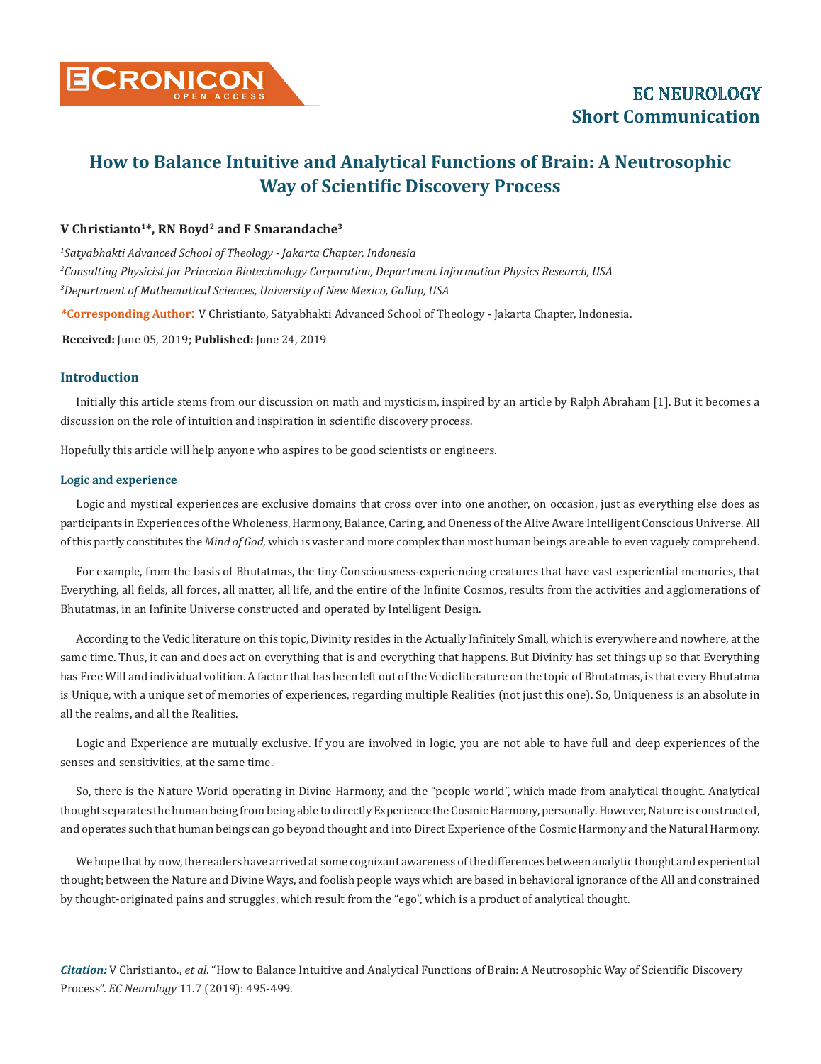# How to Balance Intuitive and Analytical Functions of Brain: A Neutrosophic Way of Scientific Discovery Process

**V Christianto[1]*, RN Boyd[2] and F Smarandache[3]**

[1]*Satyabhakti Advanced School of Theology - Jakarta Chapter, Indonesia*

[2]*Consulting Physicist for Princeton Biotechnology Corporation, Department Information Physics Research, USA*

[3]*Department of Mathematical Sciences, University of New Mexico, Gallup, USA*

**\*Corresponding Author**: V Christianto, Satyabhakti Advanced School of Theology - Jakarta Chapter, Indonesia.

**Received:** June 05, 2019; **Published:** June 24, 2019

## Introduction

Initially this article stems from our discussion on math and mysticism, inspired by an article by Ralph Abraham [1]. But it becomes a discussion on the role of intuition and inspiration in scientific discovery process.

Hopefully this article will help anyone who aspires to be good scientists or engineers.

### Logic and experience

Logic and mystical experiences are exclusive domains that cross over into one another, on occasion, just as everything else does as participants in Experiences of the Wholeness, Harmony, Balance, Caring, and Oneness of the Alive Aware Intelligent Conscious Universe. All of this partly constitutes the *Mind of God*, which is vaster and more complex than most human beings are able to even vaguely comprehend.

For example, from the basis of Bhutatmas, the tiny Consciousness-experiencing creatures that have vast experiential memories, that Everything, all fields, all forces, all matter, all life, and the entire of the Infinite Cosmos, results from the activities and agglomerations of Bhutatmas, in an Infinite Universe constructed and operated by Intelligent Design.

According to the Vedic literature on this topic, Divinity resides in the Actually Infinitely Small, which is everywhere and nowhere, at the same time. Thus, it can and does act on everything that is and everything that happens. But Divinity has set things up so that Everything has Free Will and individual volition. A factor that has been left out of the Vedic literature on the topic of Bhutatmas, is that every Bhutatma is Unique, with a unique set of memories of experiences, regarding multiple Realities (not just this one). So, Uniqueness is an absolute in all the realms, and all the Realities.

Logic and Experience are mutually exclusive. If you are involved in logic, you are not able to have full and deep experiences of the senses and sensitivities, at the same time.

So, there is the Nature World operating in Divine Harmony, and the "people world", which made from analytical thought. Analytical thought separates the human being from being able to directly Experience the Cosmic Harmony, personally. However, Nature is constructed, and operates such that human beings can go beyond thought and into Direct Experience of the Cosmic Harmony and the Natural Harmony.

We hope that by now, the readers have arrived at some cognizant awareness of the differences between analytic thought and experiential thought; between the Nature and Divine Ways, and foolish people ways which are based in behavioral ignorance of the All and constrained by thought-originated pains and struggles, which result from the "ego", which is a product of analytical thought.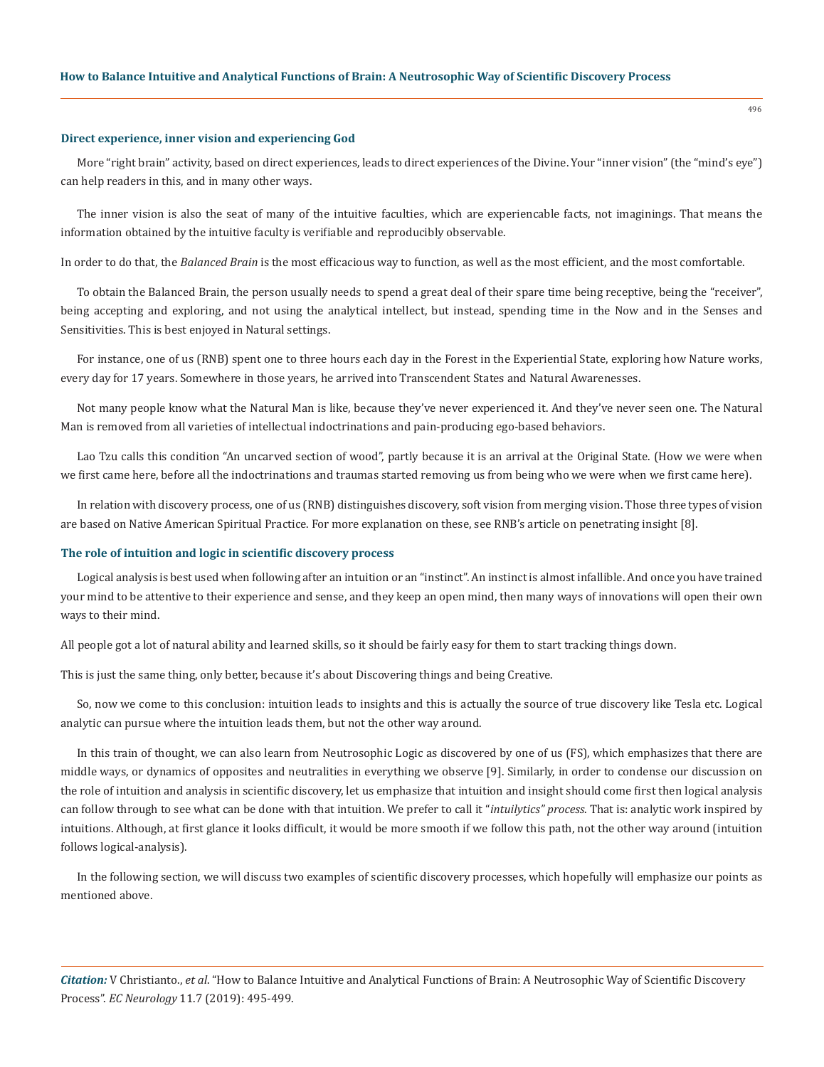### Direct experience, inner vision and experiencing God

More "right brain" activity, based on direct experiences, leads to direct experiences of the Divine. Your "inner vision" (the "mind's eye") can help readers in this, and in many other ways.

The inner vision is also the seat of many of the intuitive faculties, which are experiencable facts, not imaginings. That means the information obtained by the intuitive faculty is verifiable and reproducibly observable.

In order to do that, the *Balanced Brain* is the most efficacious way to function, as well as the most efficient, and the most comfortable.

To obtain the Balanced Brain, the person usually needs to spend a great deal of their spare time being receptive, being the "receiver", being accepting and exploring, and not using the analytical intellect, but instead, spending time in the Now and in the Senses and Sensitivities. This is best enjoyed in Natural settings.

For instance, one of us (RNB) spent one to three hours each day in the Forest in the Experiential State, exploring how Nature works, every day for 17 years. Somewhere in those years, he arrived into Transcendent States and Natural Awarenesses.

Not many people know what the Natural Man is like, because they've never experienced it. And they've never seen one. The Natural Man is removed from all varieties of intellectual indoctrinations and pain-producing ego-based behaviors.

Lao Tzu calls this condition "An uncarved section of wood", partly because it is an arrival at the Original State. (How we were when we first came here, before all the indoctrinations and traumas started removing us from being who we were when we first came here).

In relation with discovery process, one of us (RNB) distinguishes discovery, soft vision from merging vision. Those three types of vision are based on Native American Spiritual Practice. For more explanation on these, see RNB's article on penetrating insight [8].

### The role of intuition and logic in scientific discovery process

Logical analysis is best used when following after an intuition or an "instinct". An instinct is almost infallible. And once you have trained your mind to be attentive to their experience and sense, and they keep an open mind, then many ways of innovations will open their own ways to their mind.

All people got a lot of natural ability and learned skills, so it should be fairly easy for them to start tracking things down.

This is just the same thing, only better, because it's about Discovering things and being Creative.

So, now we come to this conclusion: intuition leads to insights and this is actually the source of true discovery like Tesla etc. Logical analytic can pursue where the intuition leads them, but not the other way around.

In this train of thought, we can also learn from Neutrosophic Logic as discovered by one of us (FS), which emphasizes that there are middle ways, or dynamics of opposites and neutralities in everything we observe [9]. Similarly, in order to condense our discussion on the role of intuition and analysis in scientific discovery, let us emphasize that intuition and insight should come first then logical analysis can follow through to see what can be done with that intuition. We prefer to call it "*intuilytics" process*. That is: analytic work inspired by intuitions. Although, at first glance it looks difficult, it would be more smooth if we follow this path, not the other way around (intuition follows logical-analysis).

In the following section, we will discuss two examples of scientific discovery processes, which hopefully will emphasize our points as mentioned above.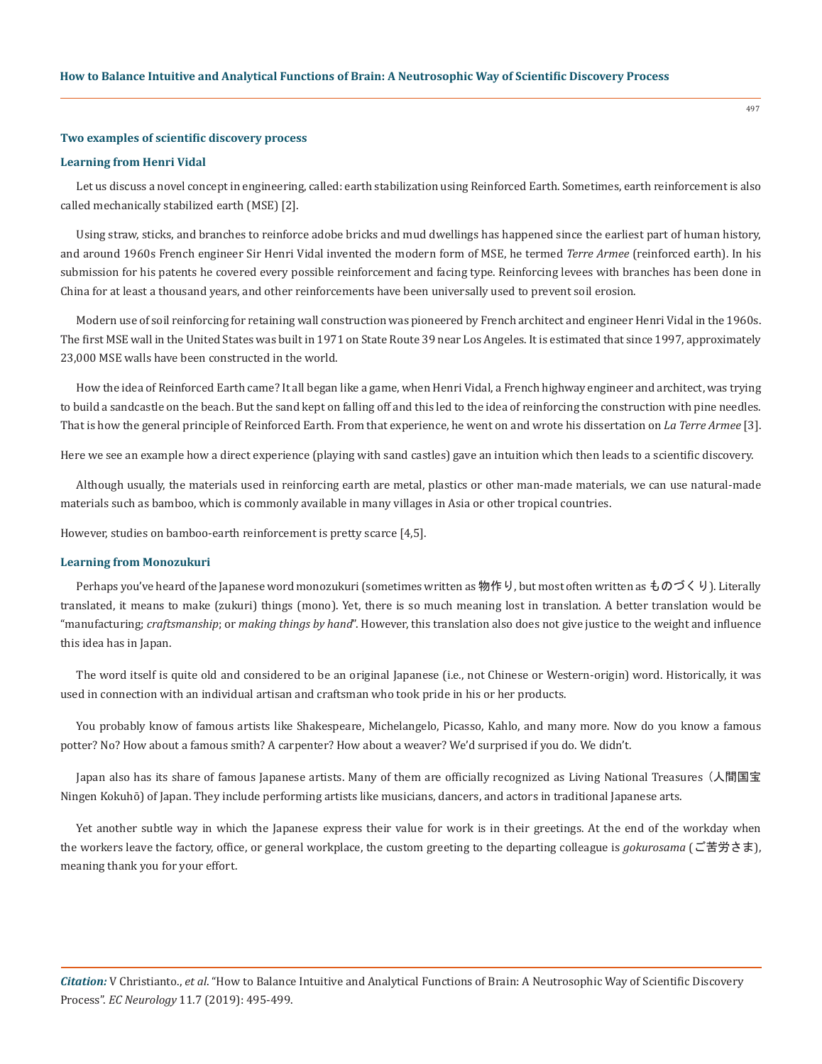### Two examples of scientific discovery process

#### Learning from Henri Vidal

Let us discuss a novel concept in engineering, called: earth stabilization using Reinforced Earth. Sometimes, earth reinforcement is also called mechanically stabilized earth (MSE) [2].

Using straw, sticks, and branches to reinforce adobe bricks and mud dwellings has happened since the earliest part of human history, and around 1960s French engineer Sir Henri Vidal invented the modern form of MSE, he termed *Terre Armee* (reinforced earth). In his submission for his patents he covered every possible reinforcement and facing type. Reinforcing levees with branches has been done in China for at least a thousand years, and other reinforcements have been universally used to prevent soil erosion.

Modern use of soil reinforcing for retaining wall construction was pioneered by French architect and engineer Henri Vidal in the 1960s. The first MSE wall in the United States was built in 1971 on State Route 39 near Los Angeles. It is estimated that since 1997, approximately 23,000 MSE walls have been constructed in the world.

How the idea of Reinforced Earth came? It all began like a game, when Henri Vidal, a French highway engineer and architect, was trying to build a sandcastle on the beach. But the sand kept on falling off and this led to the idea of reinforcing the construction with pine needles. That is how the general principle of Reinforced Earth. From that experience, he went on and wrote his dissertation on *La Terre Armee* [3].

Here we see an example how a direct experience (playing with sand castles) gave an intuition which then leads to a scientific discovery.

Although usually, the materials used in reinforcing earth are metal, plastics or other man-made materials, we can use natural-made materials such as bamboo, which is commonly available in many villages in Asia or other tropical countries.

However, studies on bamboo-earth reinforcement is pretty scarce [4,5].

#### Learning from Monozukuri

Perhaps you've heard of the Japanese word monozukuri (sometimes written as 物作り, but most often written as ものづくり). Literally translated, it means to make (zukuri) things (mono). Yet, there is so much meaning lost in translation. A better translation would be "manufacturing; *craftsmanship*; or *making things by hand*". However, this translation also does not give justice to the weight and influence this idea has in Japan.

The word itself is quite old and considered to be an original Japanese (i.e., not Chinese or Western-origin) word. Historically, it was used in connection with an individual artisan and craftsman who took pride in his or her products.

You probably know of famous artists like Shakespeare, Michelangelo, Picasso, Kahlo, and many more. Now do you know a famous potter? No? How about a famous smith? A carpenter? How about a weaver? We'd surprised if you do. We didn't.

Japan also has its share of famous Japanese artists. Many of them are officially recognized as Living National Treasures (人間国宝 Ningen Kokuhō) of Japan. They include performing artists like musicians, dancers, and actors in traditional Japanese arts.

Yet another subtle way in which the Japanese express their value for work is in their greetings. At the end of the workday when the workers leave the factory, office, or general workplace, the custom greeting to the departing colleague is *gokurosama* (ご苦労さま), meaning thank you for your effort.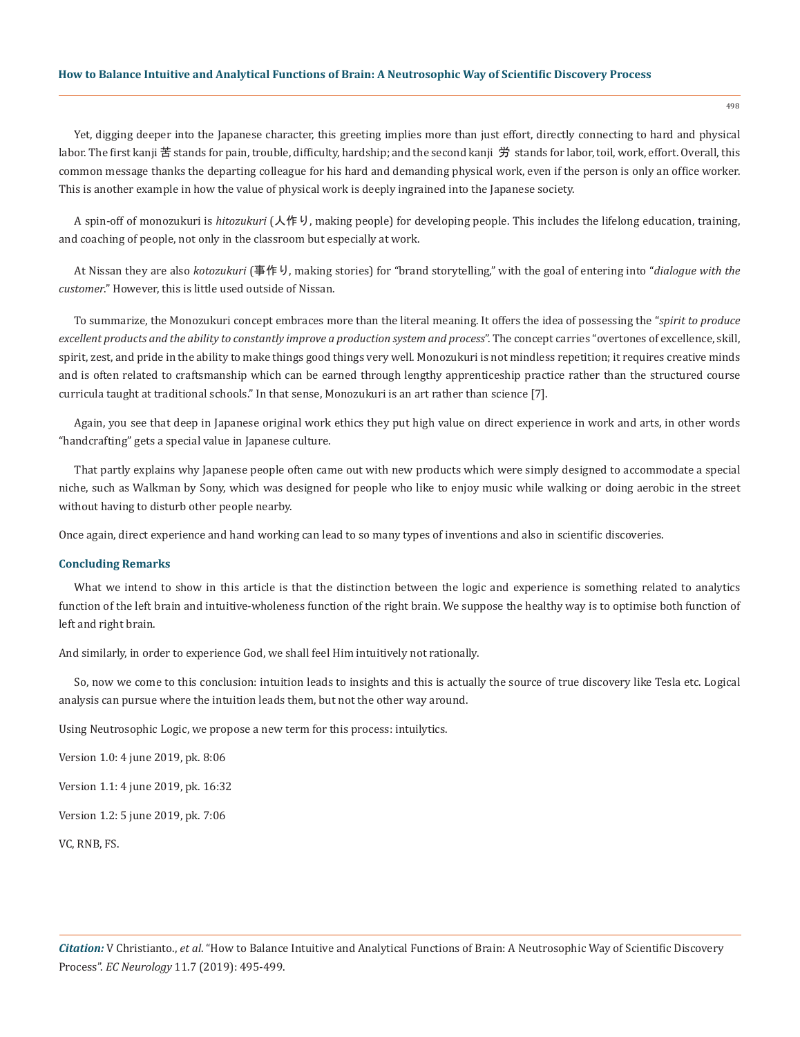Yet, digging deeper into the Japanese character, this greeting implies more than just effort, directly connecting to hard and physical labor. The first kanji 苦 stands for pain, trouble, difficulty, hardship; and the second kanji 労 stands for labor, toil, work, effort. Overall, this common message thanks the departing colleague for his hard and demanding physical work, even if the person is only an office worker. This is another example in how the value of physical work is deeply ingrained into the Japanese society.

A spin-off of monozukuri is *hitozukuri* (人作り, making people) for developing people. This includes the lifelong education, training, and coaching of people, not only in the classroom but especially at work.

At Nissan they are also *kotozukuri* (事作り, making stories) for "brand storytelling," with the goal of entering into "*dialogue with the customer*." However, this is little used outside of Nissan.

To summarize, the Monozukuri concept embraces more than the literal meaning. It offers the idea of possessing the "*spirit to produce excellent products and the ability to constantly improve a production system and process*". The concept carries "overtones of excellence, skill, spirit, zest, and pride in the ability to make things good things very well. Monozukuri is not mindless repetition; it requires creative minds and is often related to craftsmanship which can be earned through lengthy apprenticeship practice rather than the structured course curricula taught at traditional schools." In that sense, Monozukuri is an art rather than science [7].

Again, you see that deep in Japanese original work ethics they put high value on direct experience in work and arts, in other words "handcrafting" gets a special value in Japanese culture.

That partly explains why Japanese people often came out with new products which were simply designed to accommodate a special niche, such as Walkman by Sony, which was designed for people who like to enjoy music while walking or doing aerobic in the street without having to disturb other people nearby.

Once again, direct experience and hand working can lead to so many types of inventions and also in scientific discoveries.

## Concluding Remarks

What we intend to show in this article is that the distinction between the logic and experience is something related to analytics function of the left brain and intuitive-wholeness function of the right brain. We suppose the healthy way is to optimise both function of left and right brain.

And similarly, in order to experience God, we shall feel Him intuitively not rationally.

So, now we come to this conclusion: intuition leads to insights and this is actually the source of true discovery like Tesla etc. Logical analysis can pursue where the intuition leads them, but not the other way around.

Using Neutrosophic Logic, we propose a new term for this process: intuilytics.

Version 1.0: 4 june 2019, pk. 8:06

Version 1.1: 4 june 2019, pk. 16:32

Version 1.2: 5 june 2019, pk. 7:06

VC, RNB, FS.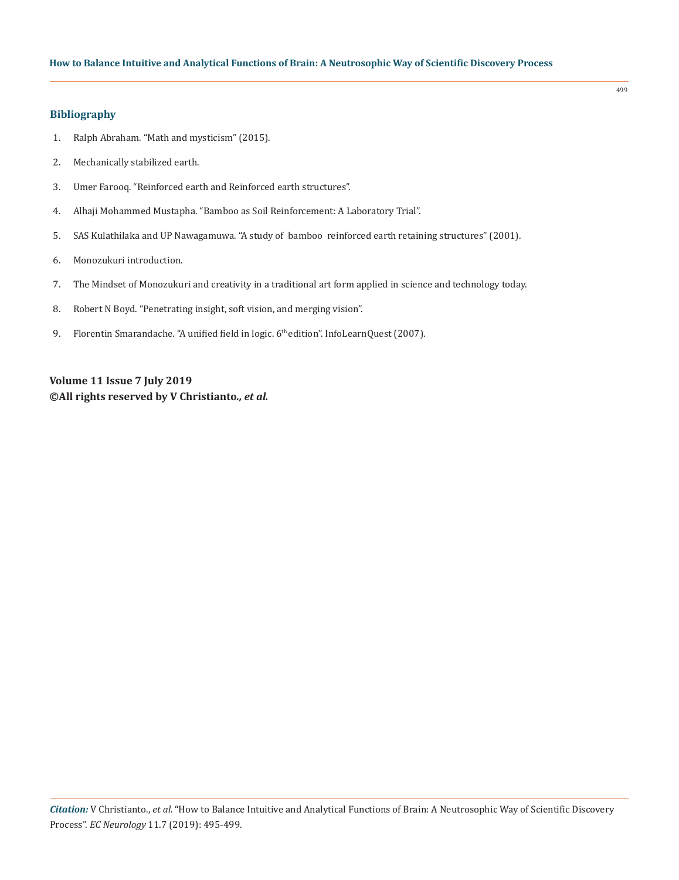## Bibliography

1. Ralph Abraham. "Math and mysticism" (2015).
2. Mechanically stabilized earth.
3. Umer Farooq. "Reinforced earth and Reinforced earth structures".
4. Alhaji Mohammed Mustapha. "Bamboo as Soil Reinforcement: A Laboratory Trial".
5. SAS Kulathilaka and UP Nawagamuwa. "A study of bamboo reinforced earth retaining structures" (2001).
6. Monozukuri introduction.
7. The Mindset of Monozukuri and creativity in a traditional art form applied in science and technology today.
8. Robert N Boyd. "Penetrating insight, soft vision, and merging vision".
9. Florentin Smarandache. "A unified field in logic. 6th edition". InfoLearnQuest (2007).

**Volume 11 Issue 7 July 2019**
**©All rights reserved by V Christianto*., et al.***